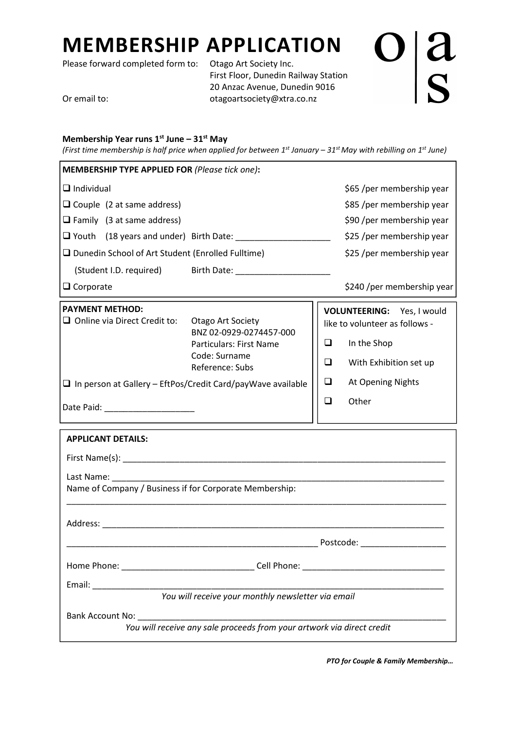# MEMBERSHIP APPLICATION

Please forward completed form to: Otago Art Society Inc.
First Floor, Dunedin Railway Station
20 Anzac Avenue, Dunedin 9016

Or email to: otagoartsociety@xtra.co.nz

o|a s

**Membership Year runs 1st June – 31st May**

*(First time membership is half price when applied for between 1st January – 31st May with rebilling on 1st June)*

**MEMBERSHIP TYPE APPLIED FOR** *(Please tick one)***:**

| | |
|---|---|
| ❑ Individual | $65 /per membership year |
| ❑ Couple (2 at same address) | $85 /per membership year |
| ❑ Family (3 at same address) | $90 /per membership year |
| ❑ Youth (18 years and under) Birth Date: ___________________ | $25 /per membership year |
| ❑ Dunedin School of Art Student (Enrolled Fulltime) | $25 /per membership year |
| (Student I.D. required) Birth Date: ___________________ | |
| ❑ Corporate | $240 /per membership year |

**PAYMENT METHOD:**

❑ Online via Direct Credit to: Otago Art Society
BNZ 02-0929-0274457-000
Particulars: First Name
Code: Surname
Reference: Subs

❑ In person at Gallery – EftPos/Credit Card/payWave available

Date Paid: __________________

**VOLUNTEERING:** Yes, I would like to volunteer as follows -

- ❑ In the Shop
- ❑ With Exhibition set up
- ❑ At Opening Nights
- ❑ Other

**APPLICANT DETAILS:**

First Name(s): ______________________________________________________________________

Last Name: ________________________________________________________________________

Name of Company / Business if for Corporate Membership:

__________________________________________________________________________________

Address: __________________________________________________________________________

____________________________________________________ Postcode: _________________

Home Phone: ___________________________ Cell Phone: ______________________________

Email: ____________________________________________________________________________

*You will receive your monthly newsletter via email*

Bank Account No: __________________________________________________________________

*You will receive any sale proceeds from your artwork via direct credit*

***PTO for Couple & Family Membership…***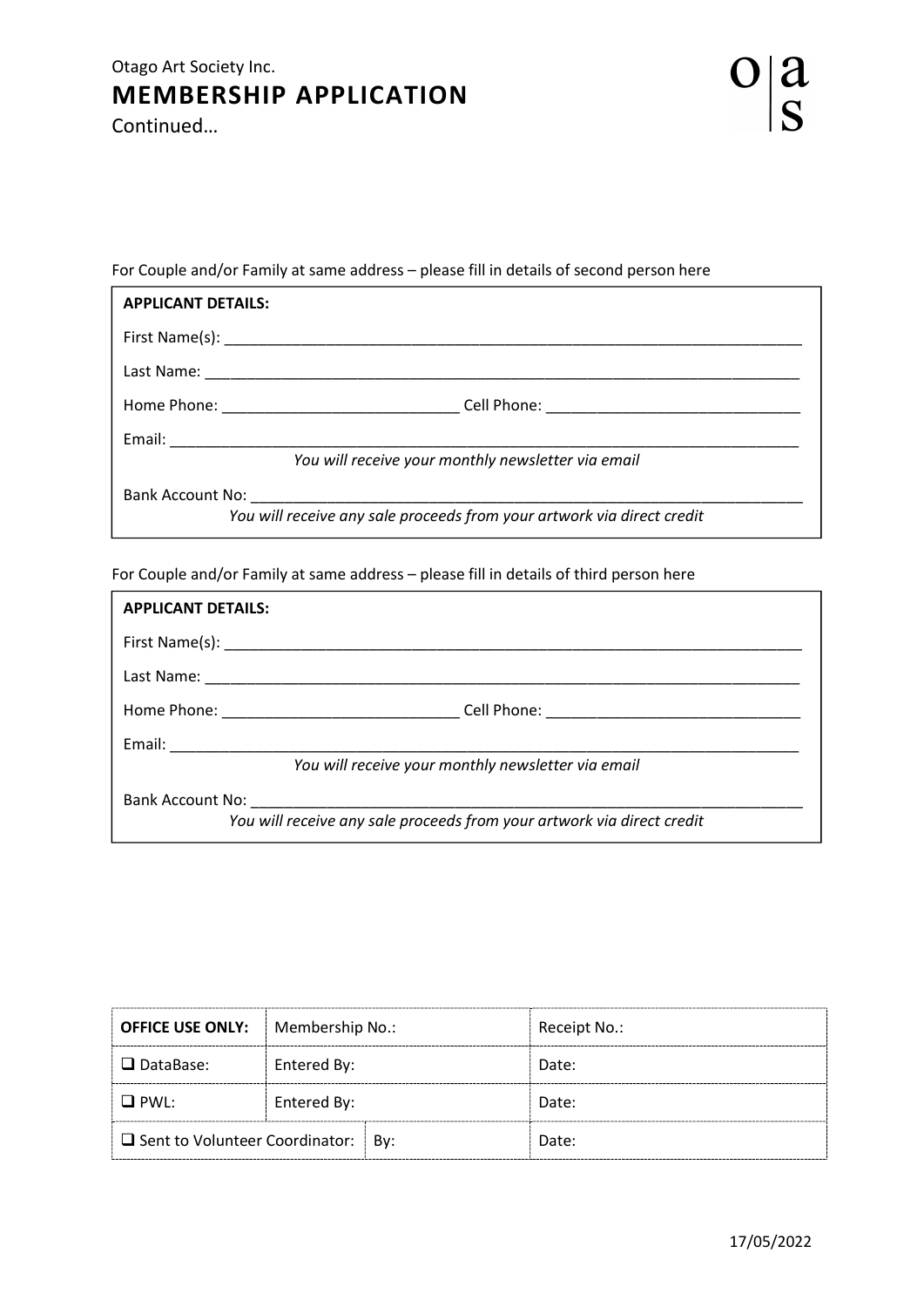Otago Art Society Inc.

# MEMBERSHIP APPLICATION

Continued…

For Couple and/or Family at same address – please fill in details of second person here

**APPLICANT DETAILS:**

First Name(s): ______________________________________________________________________

Last Name: _________________________________________________________________________

Home Phone: ____________________________ Cell Phone: ______________________________

Email: ______________________________________________________________________________

*You will receive your monthly newsletter via email*

Bank Account No: ____________________________________________________________________

*You will receive any sale proceeds from your artwork via direct credit*

For Couple and/or Family at same address – please fill in details of third person here

**APPLICANT DETAILS:**

First Name(s): ______________________________________________________________________

Last Name: _________________________________________________________________________

Home Phone: ____________________________ Cell Phone: ______________________________

Email: ______________________________________________________________________________

*You will receive your monthly newsletter via email*

Bank Account No: ____________________________________________________________________

*You will receive any sale proceeds from your artwork via direct credit*

| | | | |
|---|---|---|---|
| **OFFICE USE ONLY:** | Membership No.: | | Receipt No.: |
| ❑ DataBase: | Entered By: | | Date: |
| ❑ PWL: | Entered By: | | Date: |
| ❑ Sent to Volunteer Coordinator: | | By: | Date: |

17/05/2022